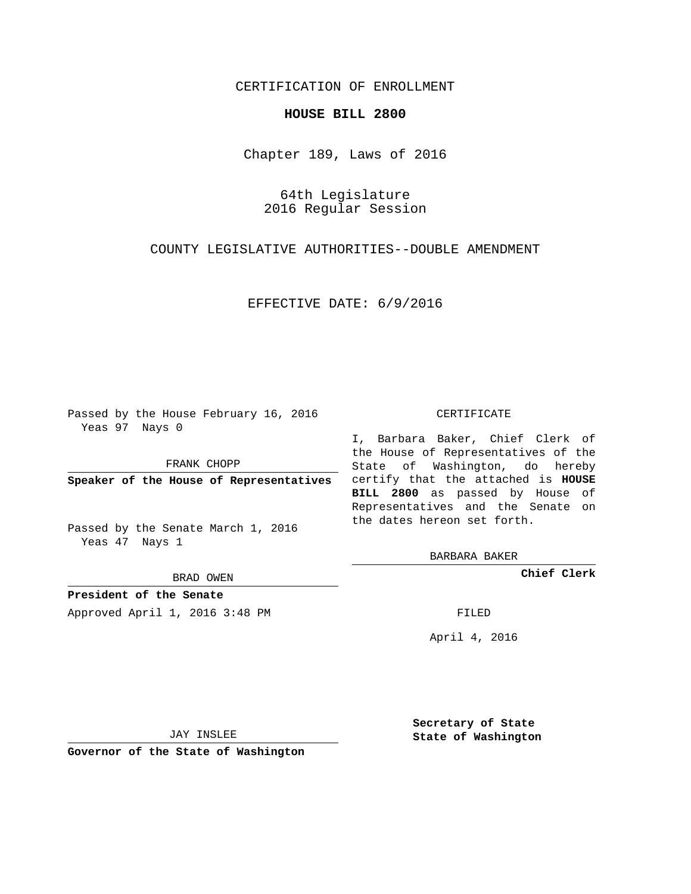CERTIFICATION OF ENROLLMENT

**HOUSE BILL 2800**

Chapter 189, Laws of 2016

64th Legislature
2016 Regular Session

COUNTY LEGISLATIVE AUTHORITIES--DOUBLE AMENDMENT

EFFECTIVE DATE: 6/9/2016

Passed by the House February 16, 2016
Yeas 97 Nays 0

FRANK CHOPP

**Speaker of the House of Representatives**

Passed by the Senate March 1, 2016
Yeas 47 Nays 1

BRAD OWEN

**President of the Senate**

Approved April 1, 2016 3:48 PM

JAY INSLEE

**Governor of the State of Washington**

CERTIFICATE

I, Barbara Baker, Chief Clerk of the House of Representatives of the State of Washington, do hereby certify that the attached is **HOUSE BILL 2800** as passed by House of Representatives and the Senate on the dates hereon set forth.

BARBARA BAKER

**Chief Clerk**

FILED

April 4, 2016

**Secretary of State**
**State of Washington**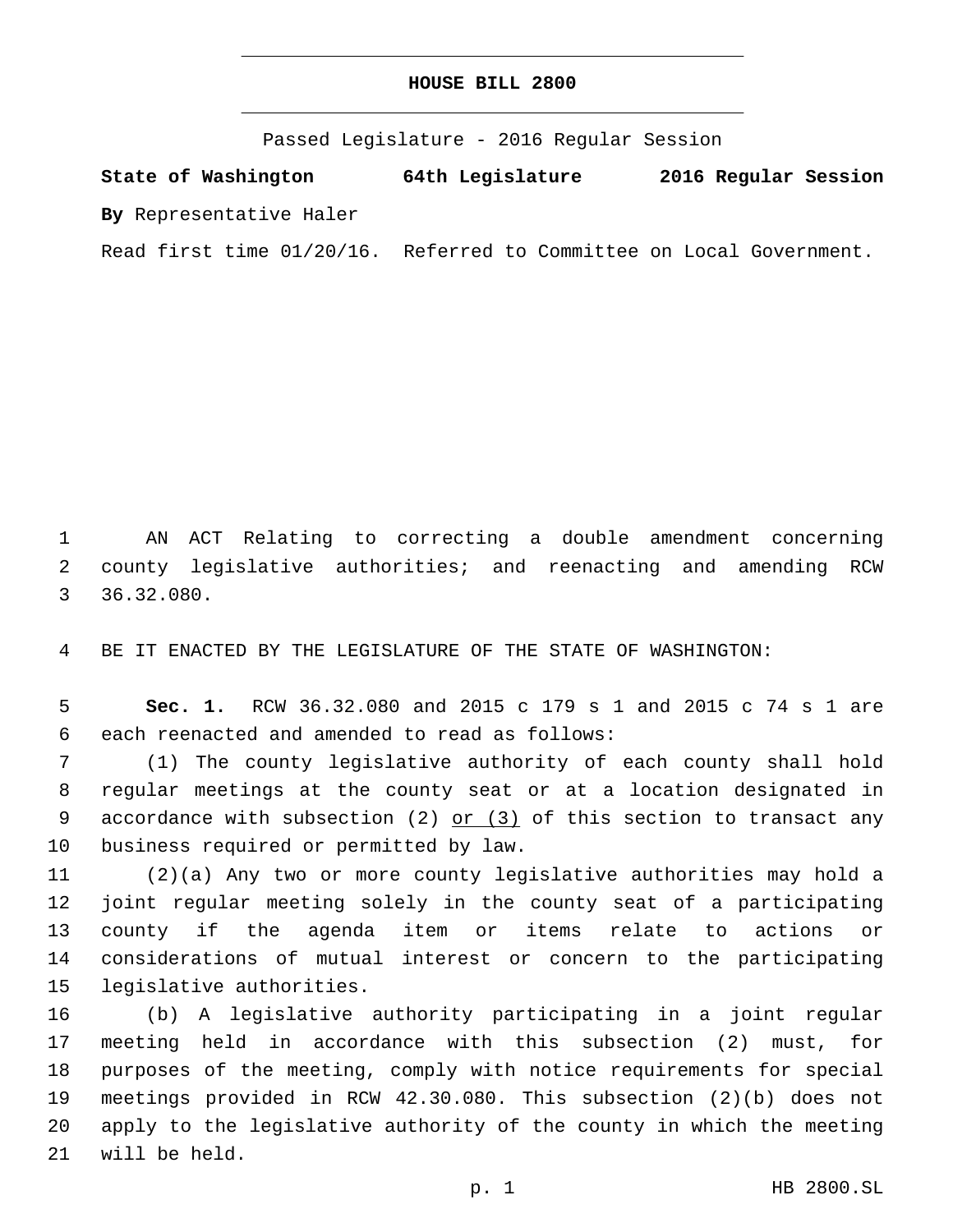# HOUSE BILL 2800

Passed Legislature - 2016 Regular Session

**State of Washington 64th Legislature 2016 Regular Session**

**By** Representative Haler

Read first time 01/20/16. Referred to Committee on Local Government.

AN ACT Relating to correcting a double amendment concerning county legislative authorities; and reenacting and amending RCW 36.32.080.

BE IT ENACTED BY THE LEGISLATURE OF THE STATE OF WASHINGTON:

**Sec. 1.** RCW 36.32.080 and 2015 c 179 s 1 and 2015 c 74 s 1 are each reenacted and amended to read as follows:

(1) The county legislative authority of each county shall hold regular meetings at the county seat or at a location designated in accordance with subsection (2) <u>or (3)</u> of this section to transact any business required or permitted by law.

(2)(a) Any two or more county legislative authorities may hold a joint regular meeting solely in the county seat of a participating county if the agenda item or items relate to actions or considerations of mutual interest or concern to the participating legislative authorities.

(b) A legislative authority participating in a joint regular meeting held in accordance with this subsection (2) must, for purposes of the meeting, comply with notice requirements for special meetings provided in RCW 42.30.080. This subsection (2)(b) does not apply to the legislative authority of the county in which the meeting will be held.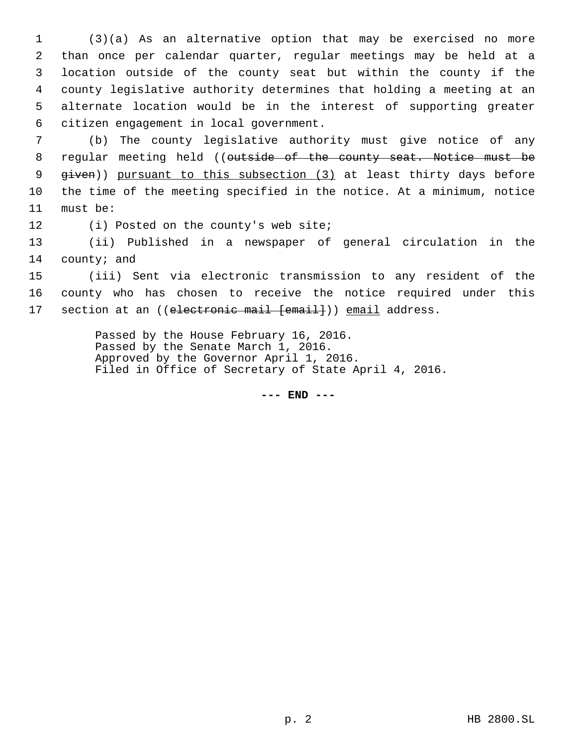(3)(a) As an alternative option that may be exercised no more than once per calendar quarter, regular meetings may be held at a location outside of the county seat but within the county if the county legislative authority determines that holding a meeting at an alternate location would be in the interest of supporting greater citizen engagement in local government.

(b) The county legislative authority must give notice of any regular meeting held ((~~outside of the county seat. Notice must be given~~)) pursuant to this subsection (3) at least thirty days before the time of the meeting specified in the notice. At a minimum, notice must be:

(i) Posted on the county's web site;

(ii) Published in a newspaper of general circulation in the county; and

(iii) Sent via electronic transmission to any resident of the county who has chosen to receive the notice required under this section at an ((~~electronic mail [email]~~)) email address.

Passed by the House February 16, 2016.
Passed by the Senate March 1, 2016.
Approved by the Governor April 1, 2016.
Filed in Office of Secretary of State April 4, 2016.

**--- END ---**